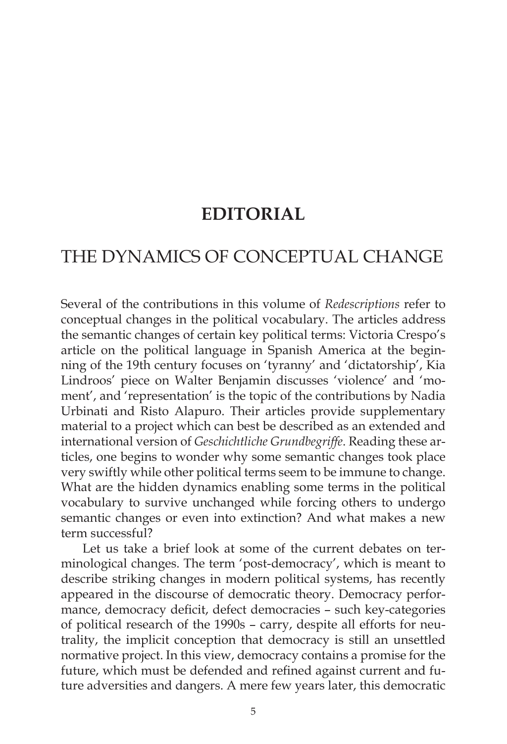# EDITORIAL

## THE DYNAMICS OF CONCEPTUAL CHANGE

Several of the contributions in this volume of *Redescriptions* refer to conceptual changes in the political vocabulary. The articles address the semantic changes of certain key political terms: Victoria Crespo's article on the political language in Spanish America at the beginning of the 19th century focuses on 'tyranny' and 'dictatorship', Kia Lindroos' piece on Walter Benjamin discusses 'violence' and 'moment', and 'representation' is the topic of the contributions by Nadia Urbinati and Risto Alapuro. Their articles provide supplementary material to a project which can best be described as an extended and international version of *Geschichtliche Grundbegriffe*. Reading these articles, one begins to wonder why some semantic changes took place very swiftly while other political terms seem to be immune to change. What are the hidden dynamics enabling some terms in the political vocabulary to survive unchanged while forcing others to undergo semantic changes or even into extinction? And what makes a new term successful?

Let us take a brief look at some of the current debates on terminological changes. The term 'post-democracy', which is meant to describe striking changes in modern political systems, has recently appeared in the discourse of democratic theory. Democracy performance, democracy deficit, defect democracies – such key-categories of political research of the 1990s – carry, despite all efforts for neutrality, the implicit conception that democracy is still an unsettled normative project. In this view, democracy contains a promise for the future, which must be defended and refined against current and future adversities and dangers. A mere few years later, this democratic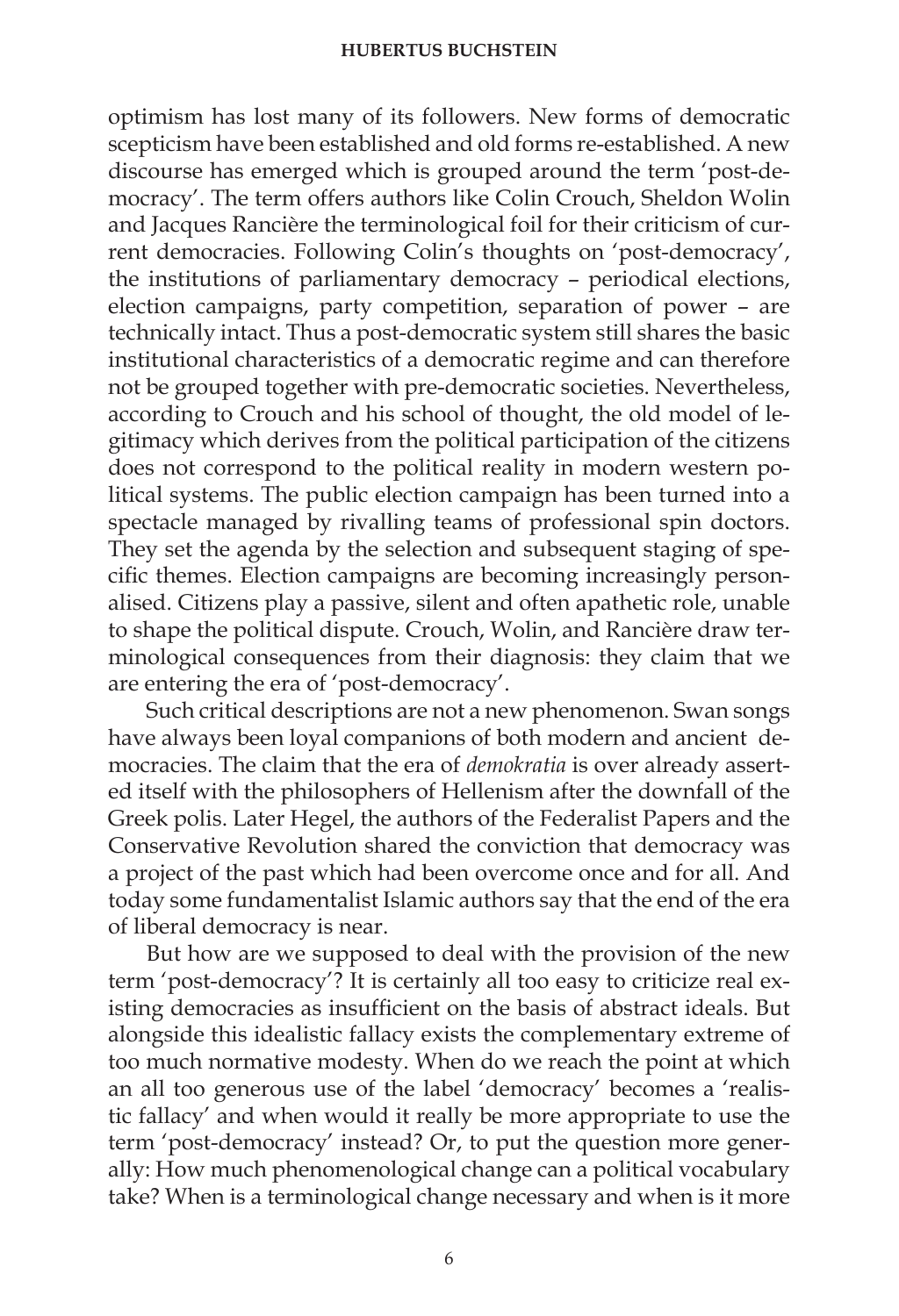optimism has lost many of its followers. New forms of democratic scepticism have been established and old forms re-established. A new discourse has emerged which is grouped around the term 'post-democracy'. The term offers authors like Colin Crouch, Sheldon Wolin and Jacques Rancière the terminological foil for their criticism of current democracies. Following Colin's thoughts on 'post-democracy', the institutions of parliamentary democracy – periodical elections, election campaigns, party competition, separation of power – are technically intact. Thus a post-democratic system still shares the basic institutional characteristics of a democratic regime and can therefore not be grouped together with pre-democratic societies. Nevertheless, according to Crouch and his school of thought, the old model of legitimacy which derives from the political participation of the citizens does not correspond to the political reality in modern western political systems. The public election campaign has been turned into a spectacle managed by rivalling teams of professional spin doctors. They set the agenda by the selection and subsequent staging of specific themes. Election campaigns are becoming increasingly personalised. Citizens play a passive, silent and often apathetic role, unable to shape the political dispute. Crouch, Wolin, and Rancière draw terminological consequences from their diagnosis: they claim that we are entering the era of 'post-democracy'.

Such critical descriptions are not a new phenomenon. Swan songs have always been loyal companions of both modern and ancient democracies. The claim that the era of *demokratia* is over already asserted itself with the philosophers of Hellenism after the downfall of the Greek polis. Later Hegel, the authors of the Federalist Papers and the Conservative Revolution shared the conviction that democracy was a project of the past which had been overcome once and for all. And today some fundamentalist Islamic authors say that the end of the era of liberal democracy is near.

But how are we supposed to deal with the provision of the new term 'post-democracy'? It is certainly all too easy to criticize real existing democracies as insufficient on the basis of abstract ideals. But alongside this idealistic fallacy exists the complementary extreme of too much normative modesty. When do we reach the point at which an all too generous use of the label 'democracy' becomes a 'realistic fallacy' and when would it really be more appropriate to use the term 'post-democracy' instead? Or, to put the question more generally: How much phenomenological change can a political vocabulary take? When is a terminological change necessary and when is it more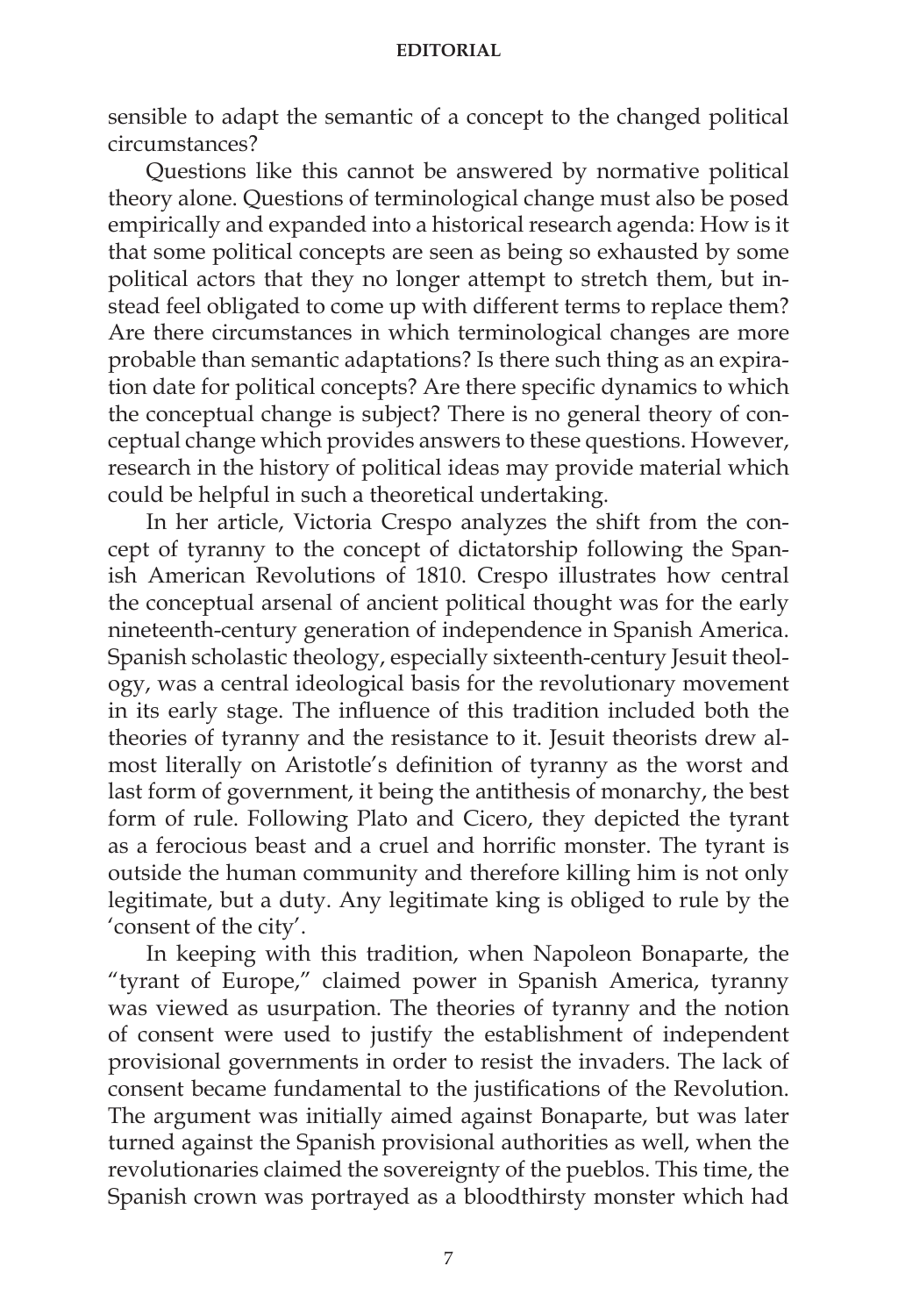sensible to adapt the semantic of a concept to the changed political circumstances?

Questions like this cannot be answered by normative political theory alone. Questions of terminological change must also be posed empirically and expanded into a historical research agenda: How is it that some political concepts are seen as being so exhausted by some political actors that they no longer attempt to stretch them, but instead feel obligated to come up with different terms to replace them? Are there circumstances in which terminological changes are more probable than semantic adaptations? Is there such thing as an expiration date for political concepts? Are there specific dynamics to which the conceptual change is subject? There is no general theory of conceptual change which provides answers to these questions. However, research in the history of political ideas may provide material which could be helpful in such a theoretical undertaking.

In her article, Victoria Crespo analyzes the shift from the concept of tyranny to the concept of dictatorship following the Spanish American Revolutions of 1810. Crespo illustrates how central the conceptual arsenal of ancient political thought was for the early nineteenth-century generation of independence in Spanish America. Spanish scholastic theology, especially sixteenth-century Jesuit theology, was a central ideological basis for the revolutionary movement in its early stage. The influence of this tradition included both the theories of tyranny and the resistance to it. Jesuit theorists drew almost literally on Aristotle's definition of tyranny as the worst and last form of government, it being the antithesis of monarchy, the best form of rule. Following Plato and Cicero, they depicted the tyrant as a ferocious beast and a cruel and horrific monster. The tyrant is outside the human community and therefore killing him is not only legitimate, but a duty. Any legitimate king is obliged to rule by the 'consent of the city'.

In keeping with this tradition, when Napoleon Bonaparte, the "tyrant of Europe," claimed power in Spanish America, tyranny was viewed as usurpation. The theories of tyranny and the notion of consent were used to justify the establishment of independent provisional governments in order to resist the invaders. The lack of consent became fundamental to the justifications of the Revolution. The argument was initially aimed against Bonaparte, but was later turned against the Spanish provisional authorities as well, when the revolutionaries claimed the sovereignty of the pueblos. This time, the Spanish crown was portrayed as a bloodthirsty monster which had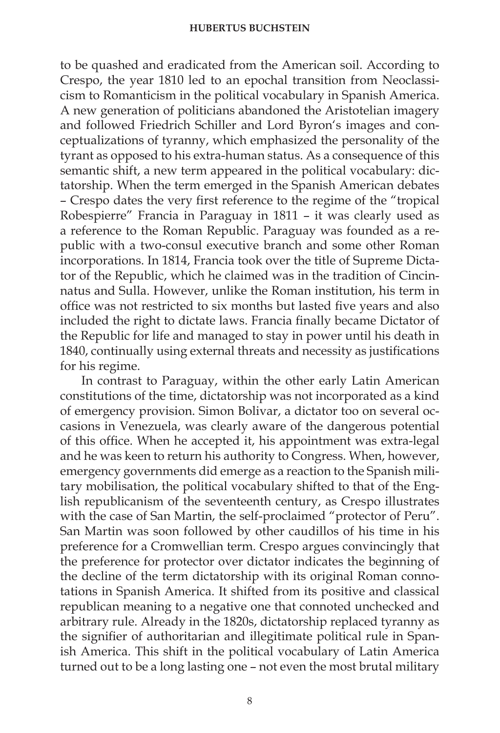to be quashed and eradicated from the American soil. According to Crespo, the year 1810 led to an epochal transition from Neoclassicism to Romanticism in the political vocabulary in Spanish America. A new generation of politicians abandoned the Aristotelian imagery and followed Friedrich Schiller and Lord Byron's images and conceptualizations of tyranny, which emphasized the personality of the tyrant as opposed to his extra-human status. As a consequence of this semantic shift, a new term appeared in the political vocabulary: dictatorship. When the term emerged in the Spanish American debates – Crespo dates the very first reference to the regime of the "tropical Robespierre" Francia in Paraguay in 1811 – it was clearly used as a reference to the Roman Republic. Paraguay was founded as a republic with a two-consul executive branch and some other Roman incorporations. In 1814, Francia took over the title of Supreme Dictator of the Republic, which he claimed was in the tradition of Cincinnatus and Sulla. However, unlike the Roman institution, his term in office was not restricted to six months but lasted five years and also included the right to dictate laws. Francia finally became Dictator of the Republic for life and managed to stay in power until his death in 1840, continually using external threats and necessity as justifications for his regime.

In contrast to Paraguay, within the other early Latin American constitutions of the time, dictatorship was not incorporated as a kind of emergency provision. Simon Bolivar, a dictator too on several occasions in Venezuela, was clearly aware of the dangerous potential of this office. When he accepted it, his appointment was extra-legal and he was keen to return his authority to Congress. When, however, emergency governments did emerge as a reaction to the Spanish military mobilisation, the political vocabulary shifted to that of the English republicanism of the seventeenth century, as Crespo illustrates with the case of San Martin, the self-proclaimed "protector of Peru". San Martin was soon followed by other caudillos of his time in his preference for a Cromwellian term. Crespo argues convincingly that the preference for protector over dictator indicates the beginning of the decline of the term dictatorship with its original Roman connotations in Spanish America. It shifted from its positive and classical republican meaning to a negative one that connoted unchecked and arbitrary rule. Already in the 1820s, dictatorship replaced tyranny as the signifier of authoritarian and illegitimate political rule in Spanish America. This shift in the political vocabulary of Latin America turned out to be a long lasting one – not even the most brutal military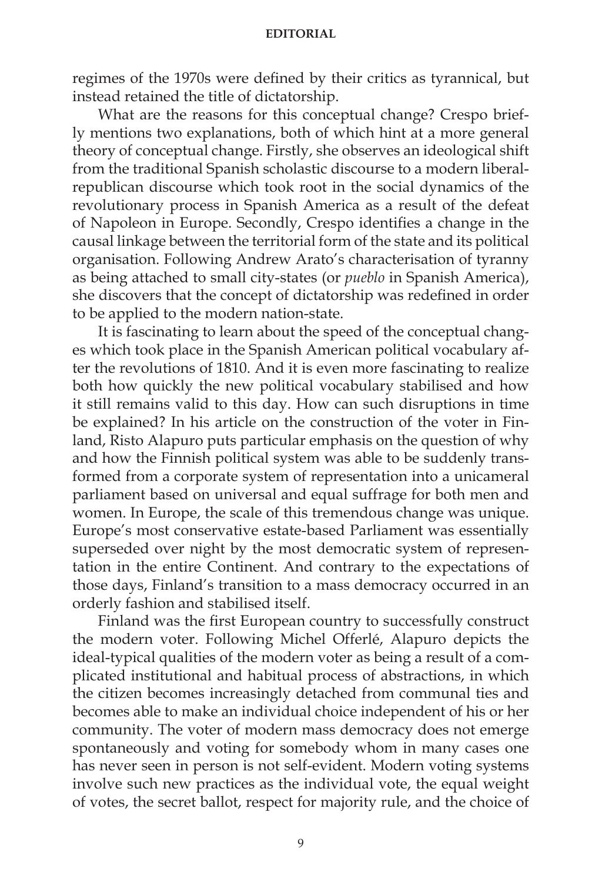regimes of the 1970s were defined by their critics as tyrannical, but instead retained the title of dictatorship.

What are the reasons for this conceptual change? Crespo briefly mentions two explanations, both of which hint at a more general theory of conceptual change. Firstly, she observes an ideological shift from the traditional Spanish scholastic discourse to a modern liberal-republican discourse which took root in the social dynamics of the revolutionary process in Spanish America as a result of the defeat of Napoleon in Europe. Secondly, Crespo identifies a change in the causal linkage between the territorial form of the state and its political organisation. Following Andrew Arato's characterisation of tyranny as being attached to small city-states (or *pueblo* in Spanish America), she discovers that the concept of dictatorship was redefined in order to be applied to the modern nation-state.

It is fascinating to learn about the speed of the conceptual changes which took place in the Spanish American political vocabulary after the revolutions of 1810. And it is even more fascinating to realize both how quickly the new political vocabulary stabilised and how it still remains valid to this day. How can such disruptions in time be explained? In his article on the construction of the voter in Finland, Risto Alapuro puts particular emphasis on the question of why and how the Finnish political system was able to be suddenly transformed from a corporate system of representation into a unicameral parliament based on universal and equal suffrage for both men and women. In Europe, the scale of this tremendous change was unique. Europe's most conservative estate-based Parliament was essentially superseded over night by the most democratic system of representation in the entire Continent. And contrary to the expectations of those days, Finland's transition to a mass democracy occurred in an orderly fashion and stabilised itself.

Finland was the first European country to successfully construct the modern voter. Following Michel Offerlé, Alapuro depicts the ideal-typical qualities of the modern voter as being a result of a complicated institutional and habitual process of abstractions, in which the citizen becomes increasingly detached from communal ties and becomes able to make an individual choice independent of his or her community. The voter of modern mass democracy does not emerge spontaneously and voting for somebody whom in many cases one has never seen in person is not self-evident. Modern voting systems involve such new practices as the individual vote, the equal weight of votes, the secret ballot, respect for majority rule, and the choice of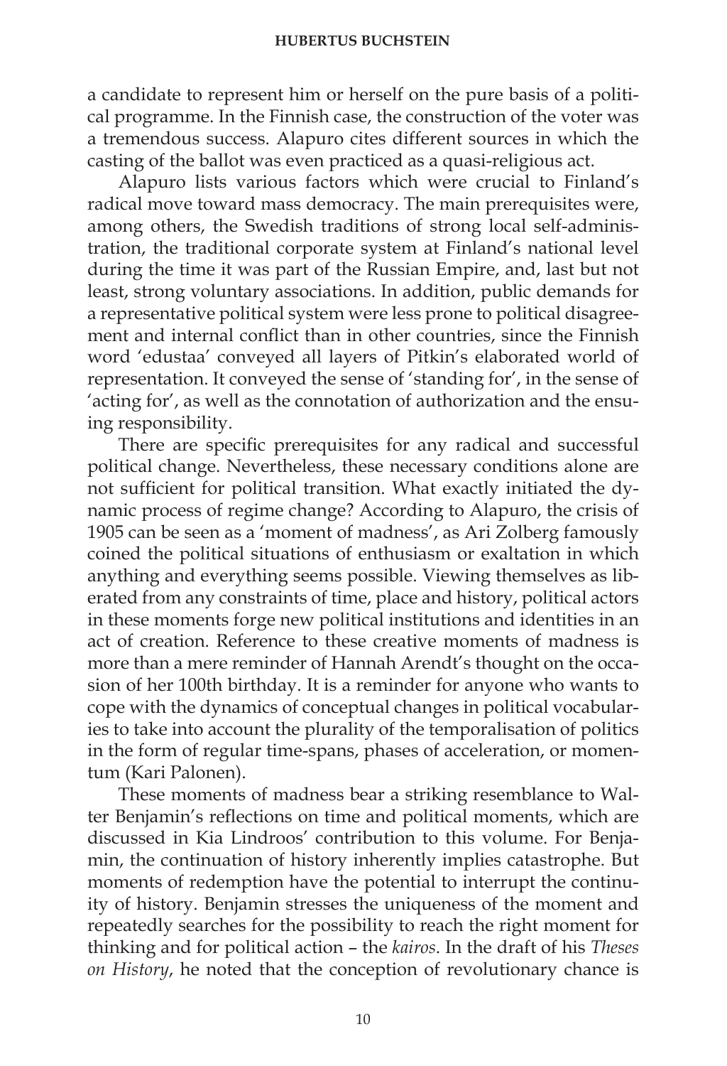a candidate to represent him or herself on the pure basis of a political programme. In the Finnish case, the construction of the voter was a tremendous success. Alapuro cites different sources in which the casting of the ballot was even practiced as a quasi-religious act.

Alapuro lists various factors which were crucial to Finland's radical move toward mass democracy. The main prerequisites were, among others, the Swedish traditions of strong local self-administration, the traditional corporate system at Finland's national level during the time it was part of the Russian Empire, and, last but not least, strong voluntary associations. In addition, public demands for a representative political system were less prone to political disagreement and internal conflict than in other countries, since the Finnish word 'edustaa' conveyed all layers of Pitkin's elaborated world of representation. It conveyed the sense of 'standing for', in the sense of 'acting for', as well as the connotation of authorization and the ensuing responsibility.

There are specific prerequisites for any radical and successful political change. Nevertheless, these necessary conditions alone are not sufficient for political transition. What exactly initiated the dynamic process of regime change? According to Alapuro, the crisis of 1905 can be seen as a 'moment of madness', as Ari Zolberg famously coined the political situations of enthusiasm or exaltation in which anything and everything seems possible. Viewing themselves as liberated from any constraints of time, place and history, political actors in these moments forge new political institutions and identities in an act of creation. Reference to these creative moments of madness is more than a mere reminder of Hannah Arendt's thought on the occasion of her 100th birthday. It is a reminder for anyone who wants to cope with the dynamics of conceptual changes in political vocabularies to take into account the plurality of the temporalisation of politics in the form of regular time-spans, phases of acceleration, or momentum (Kari Palonen).

These moments of madness bear a striking resemblance to Walter Benjamin's reflections on time and political moments, which are discussed in Kia Lindroos' contribution to this volume. For Benjamin, the continuation of history inherently implies catastrophe. But moments of redemption have the potential to interrupt the continuity of history. Benjamin stresses the uniqueness of the moment and repeatedly searches for the possibility to reach the right moment for thinking and for political action – the *kairos*. In the draft of his *Theses on History*, he noted that the conception of revolutionary chance is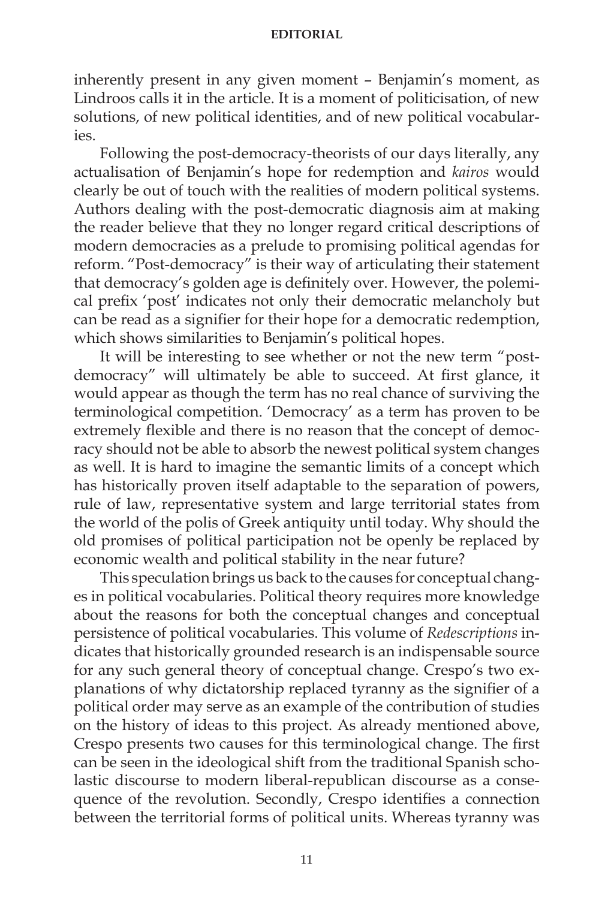inherently present in any given moment – Benjamin's moment, as Lindroos calls it in the article. It is a moment of politicisation, of new solutions, of new political identities, and of new political vocabularies.

Following the post-democracy-theorists of our days literally, any actualisation of Benjamin's hope for redemption and *kairos* would clearly be out of touch with the realities of modern political systems. Authors dealing with the post-democratic diagnosis aim at making the reader believe that they no longer regard critical descriptions of modern democracies as a prelude to promising political agendas for reform. "Post-democracy" is their way of articulating their statement that democracy's golden age is definitely over. However, the polemical prefix 'post' indicates not only their democratic melancholy but can be read as a signifier for their hope for a democratic redemption, which shows similarities to Benjamin's political hopes.

It will be interesting to see whether or not the new term "post-democracy" will ultimately be able to succeed. At first glance, it would appear as though the term has no real chance of surviving the terminological competition. 'Democracy' as a term has proven to be extremely flexible and there is no reason that the concept of democracy should not be able to absorb the newest political system changes as well. It is hard to imagine the semantic limits of a concept which has historically proven itself adaptable to the separation of powers, rule of law, representative system and large territorial states from the world of the polis of Greek antiquity until today. Why should the old promises of political participation not be openly be replaced by economic wealth and political stability in the near future?

This speculation brings us back to the causes for conceptual changes in political vocabularies. Political theory requires more knowledge about the reasons for both the conceptual changes and conceptual persistence of political vocabularies. This volume of *Redescriptions* indicates that historically grounded research is an indispensable source for any such general theory of conceptual change. Crespo's two explanations of why dictatorship replaced tyranny as the signifier of a political order may serve as an example of the contribution of studies on the history of ideas to this project. As already mentioned above, Crespo presents two causes for this terminological change. The first can be seen in the ideological shift from the traditional Spanish scholastic discourse to modern liberal-republican discourse as a consequence of the revolution. Secondly, Crespo identifies a connection between the territorial forms of political units. Whereas tyranny was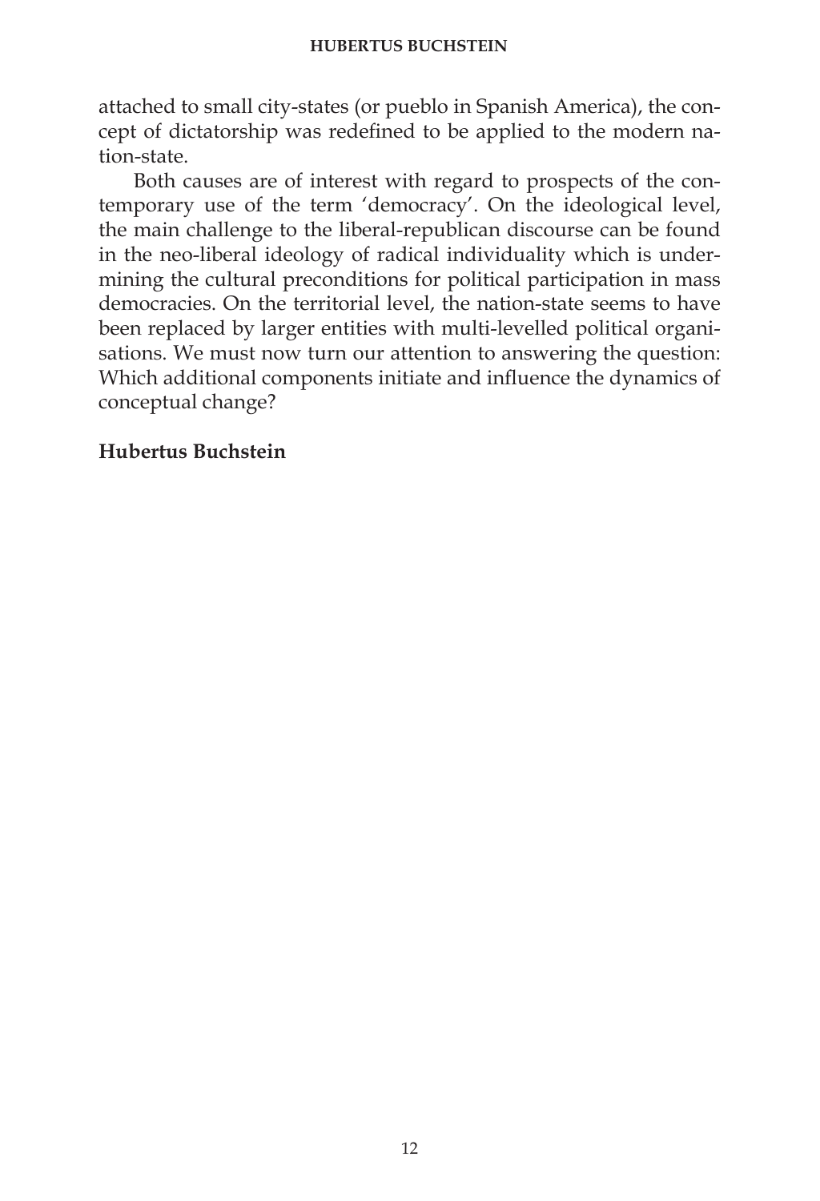attached to small city-states (or pueblo in Spanish America), the concept of dictatorship was redefined to be applied to the modern nation-state.

Both causes are of interest with regard to prospects of the contemporary use of the term 'democracy'. On the ideological level, the main challenge to the liberal-republican discourse can be found in the neo-liberal ideology of radical individuality which is undermining the cultural preconditions for political participation in mass democracies. On the territorial level, the nation-state seems to have been replaced by larger entities with multi-levelled political organisations. We must now turn our attention to answering the question: Which additional components initiate and influence the dynamics of conceptual change?

**Hubertus Buchstein**